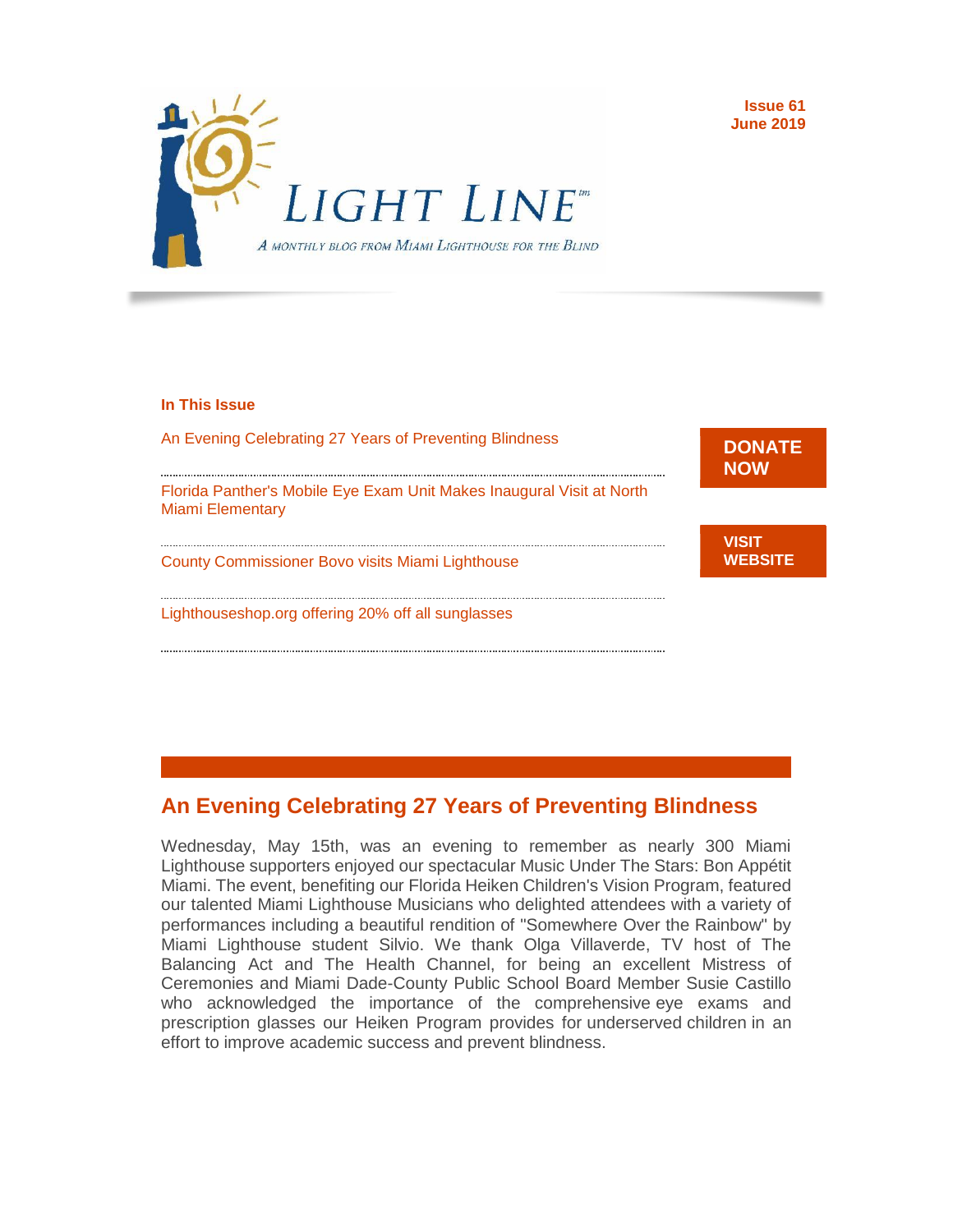# LIGHT LINE™

*A MONTHLY BLOG FROM MIAMI LIGHTHOUSE FOR THE BLIND*

**Issue 61**
**June 2019**

**In This Issue**

- An Evening Celebrating 27 Years of Preventing Blindness
- Florida Panther's Mobile Eye Exam Unit Makes Inaugural Visit at North Miami Elementary
- County Commissioner Bovo visits Miami Lighthouse
- Lighthouseshop.org offering 20% off all sunglasses

**DONATE NOW**

**VISIT WEBSITE**

## An Evening Celebrating 27 Years of Preventing Blindness

Wednesday, May 15th, was an evening to remember as nearly 300 Miami Lighthouse supporters enjoyed our spectacular Music Under The Stars: Bon Appétit Miami. The event, benefiting our Florida Heiken Children's Vision Program, featured our talented Miami Lighthouse Musicians who delighted attendees with a variety of performances including a beautiful rendition of "Somewhere Over the Rainbow" by Miami Lighthouse student Silvio. We thank Olga Villaverde, TV host of The Balancing Act and The Health Channel, for being an excellent Mistress of Ceremonies and Miami Dade-County Public School Board Member Susie Castillo who acknowledged the importance of the comprehensive eye exams and prescription glasses our Heiken Program provides for underserved children in an effort to improve academic success and prevent blindness.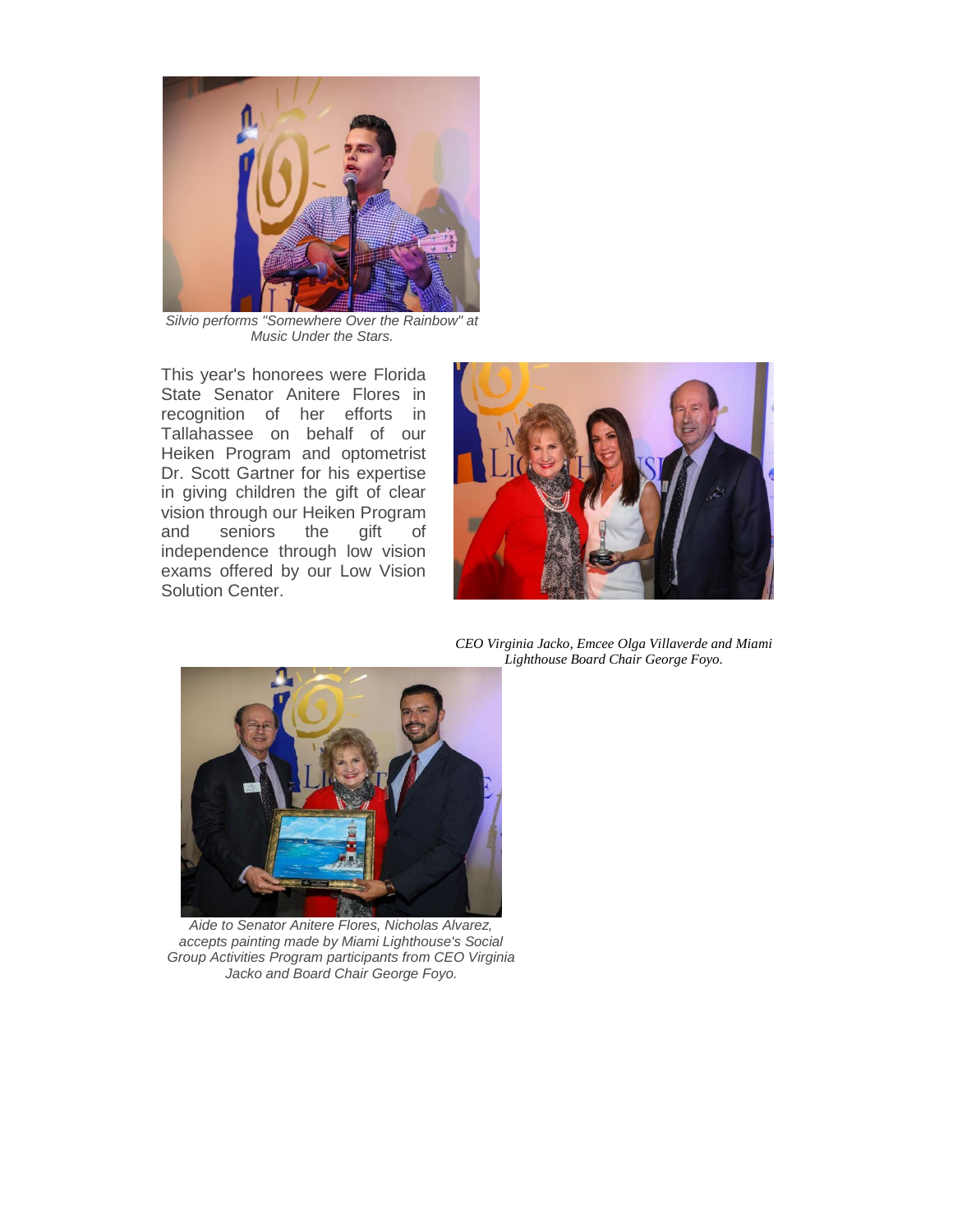*Silvio performs "Somewhere Over the Rainbow" at Music Under the Stars.*

This year's honorees were Florida State Senator Anitere Flores in recognition of her efforts in Tallahassee on behalf of our Heiken Program and optometrist Dr. Scott Gartner for his expertise in giving children the gift of clear vision through our Heiken Program and seniors the gift of independence through low vision exams offered by our Low Vision Solution Center.

*CEO Virginia Jacko, Emcee Olga Villaverde and Miami Lighthouse Board Chair George Foyo.*

*Aide to Senator Anitere Flores, Nicholas Alvarez, accepts painting made by Miami Lighthouse's Social Group Activities Program participants from CEO Virginia Jacko and Board Chair George Foyo.*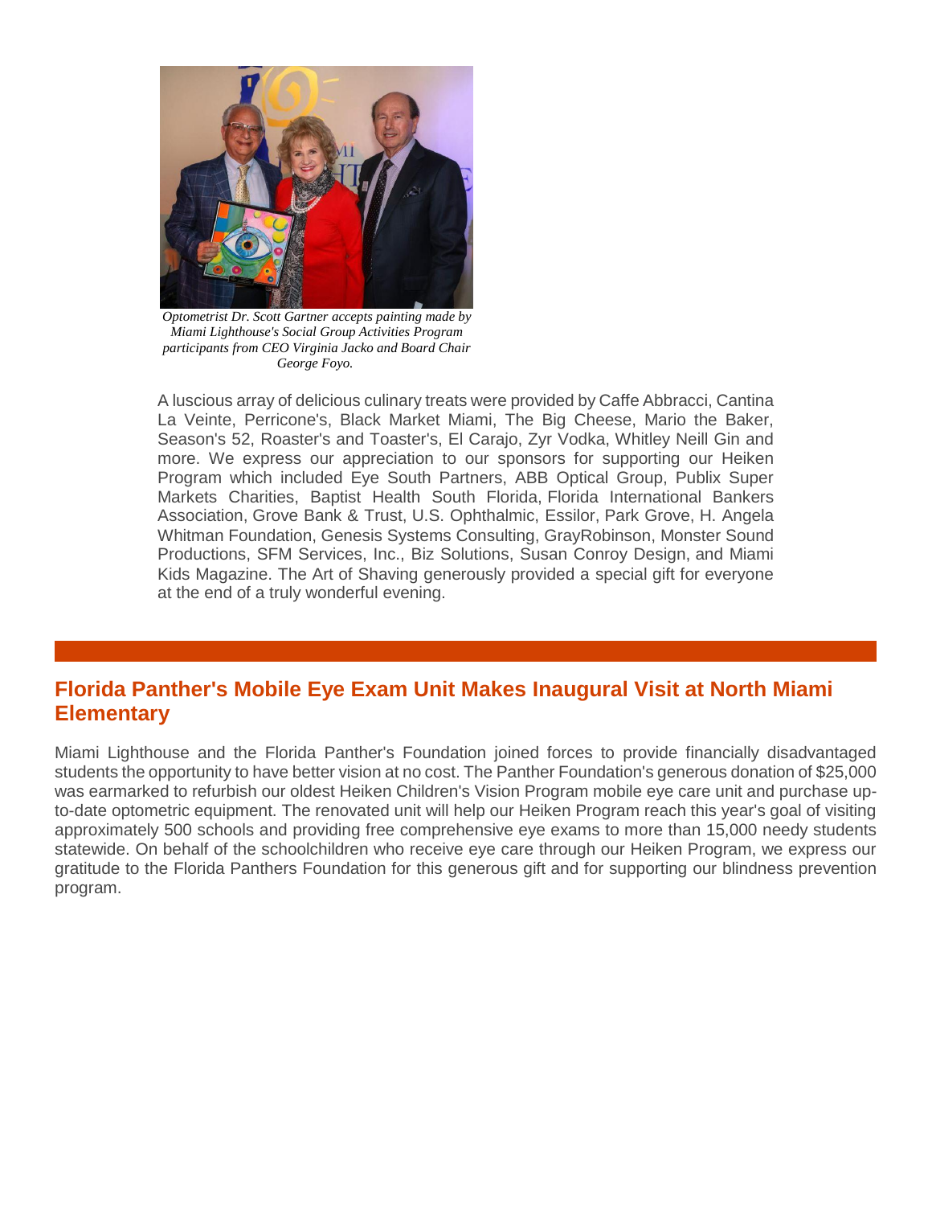*Optometrist Dr. Scott Gartner accepts painting made by Miami Lighthouse's Social Group Activities Program participants from CEO Virginia Jacko and Board Chair George Foyo.*

A luscious array of delicious culinary treats were provided by Caffe Abbracci, Cantina La Veinte, Perricone's, Black Market Miami, The Big Cheese, Mario the Baker, Season's 52, Roaster's and Toaster's, El Carajo, Zyr Vodka, Whitley Neill Gin and more. We express our appreciation to our sponsors for supporting our Heiken Program which included Eye South Partners, ABB Optical Group, Publix Super Markets Charities, Baptist Health South Florida, Florida International Bankers Association, Grove Bank & Trust, U.S. Ophthalmic, Essilor, Park Grove, H. Angela Whitman Foundation, Genesis Systems Consulting, GrayRobinson, Monster Sound Productions, SFM Services, Inc., Biz Solutions, Susan Conroy Design, and Miami Kids Magazine. The Art of Shaving generously provided a special gift for everyone at the end of a truly wonderful evening.

## Florida Panther's Mobile Eye Exam Unit Makes Inaugural Visit at North Miami Elementary

Miami Lighthouse and the Florida Panther's Foundation joined forces to provide financially disadvantaged students the opportunity to have better vision at no cost. The Panther Foundation's generous donation of $25,000 was earmarked to refurbish our oldest Heiken Children's Vision Program mobile eye care unit and purchase up-to-date optometric equipment. The renovated unit will help our Heiken Program reach this year's goal of visiting approximately 500 schools and providing free comprehensive eye exams to more than 15,000 needy students statewide. On behalf of the schoolchildren who receive eye care through our Heiken Program, we express our gratitude to the Florida Panthers Foundation for this generous gift and for supporting our blindness prevention program.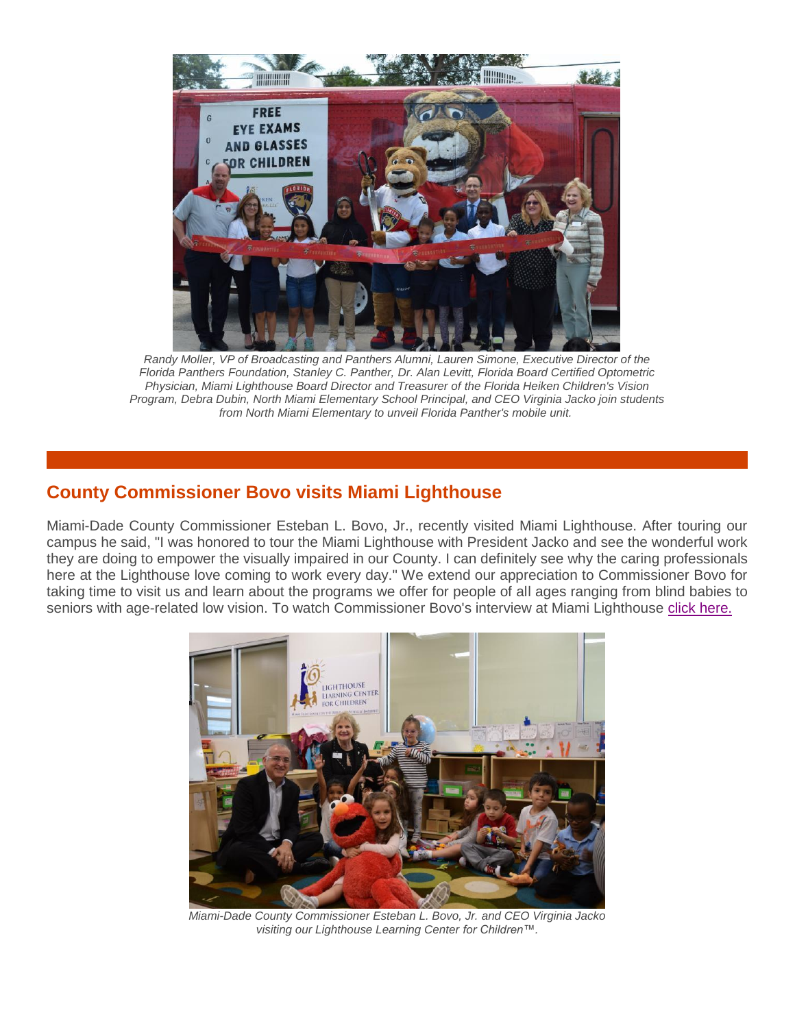*Randy Moller, VP of Broadcasting and Panthers Alumni, Lauren Simone, Executive Director of the Florida Panthers Foundation, Stanley C. Panther, Dr. Alan Levitt, Florida Board Certified Optometric Physician, Miami Lighthouse Board Director and Treasurer of the Florida Heiken Children's Vision Program, Debra Dubin, North Miami Elementary School Principal, and CEO Virginia Jacko join students from North Miami Elementary to unveil Florida Panther's mobile unit.*

## County Commissioner Bovo visits Miami Lighthouse

Miami-Dade County Commissioner Esteban L. Bovo, Jr., recently visited Miami Lighthouse. After touring our campus he said, "I was honored to tour the Miami Lighthouse with President Jacko and see the wonderful work they are doing to empower the visually impaired in our County. I can definitely see why the caring professionals here at the Lighthouse love coming to work every day." We extend our appreciation to Commissioner Bovo for taking time to visit us and learn about the programs we offer for people of all ages ranging from blind babies to seniors with age-related low vision. To watch Commissioner Bovo's interview at Miami Lighthouse click here.

*Miami-Dade County Commissioner Esteban L. Bovo, Jr. and CEO Virginia Jacko visiting our Lighthouse Learning Center for Children™.*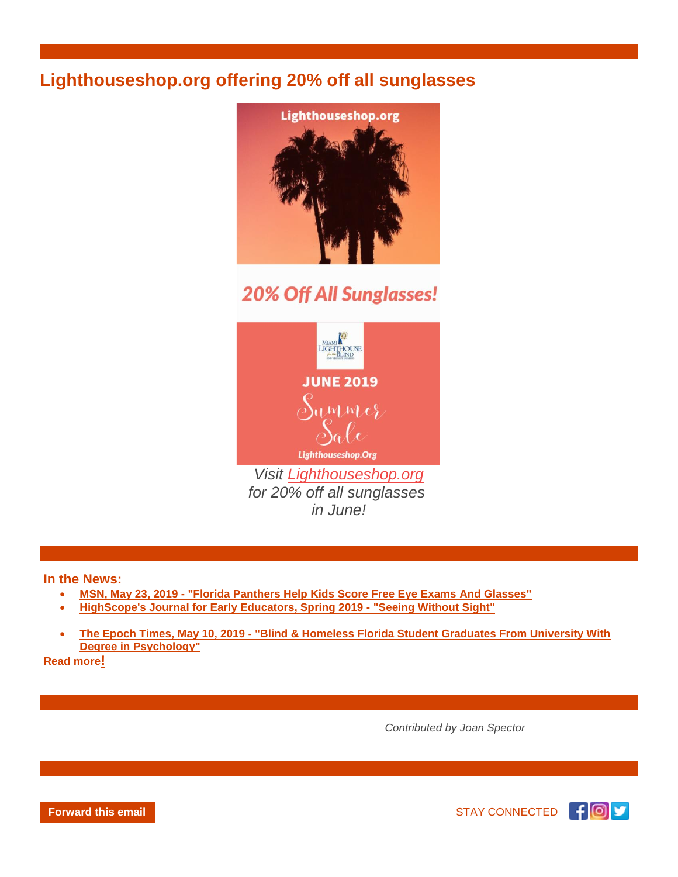## Lighthouseshop.org offering 20% off all sunglasses

*Visit Lighthouseshop.org for 20% off all sunglasses in June!*

**In the News:**

- **MSN, May 23, 2019 - "Florida Panthers Help Kids Score Free Eye Exams And Glasses"**
- **HighScope's Journal for Early Educators, Spring 2019 - "Seeing Without Sight"**
- **The Epoch Times, May 10, 2019 - "Blind & Homeless Florida Student Graduates From University With Degree in Psychology"**

**Read more!**

*Contributed by Joan Spector*

**Forward this email**

STAY CONNECTED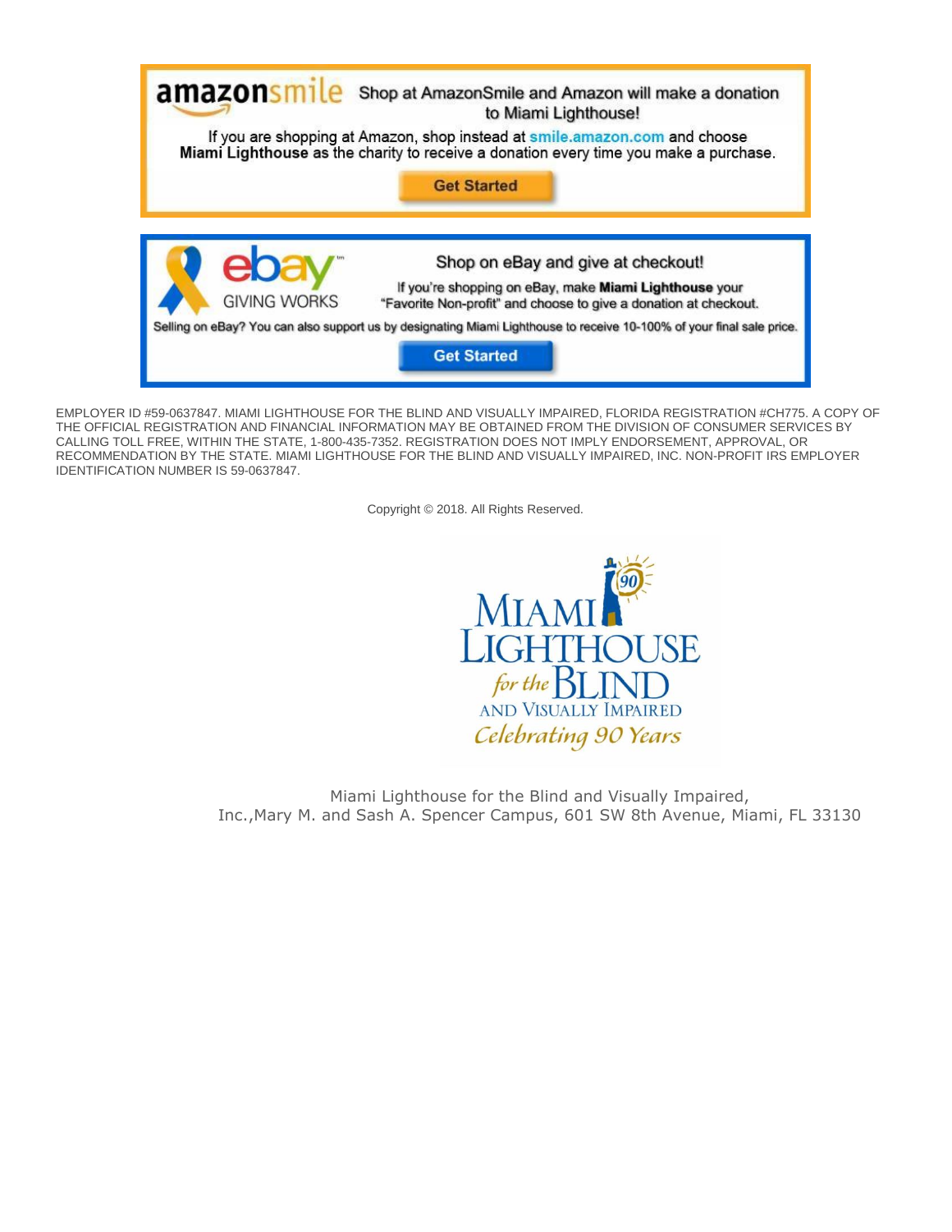**amazonsmile** Shop at AmazonSmile and Amazon will make a donation to Miami Lighthouse!

If you are shopping at Amazon, shop instead at smile.amazon.com and choose **Miami Lighthouse** as the charity to receive a donation every time you make a purchase.

Get Started

**ebay** GIVING WORKS

Shop on eBay and give at checkout!

If you're shopping on eBay, make **Miami Lighthouse** your "Favorite Non-profit" and choose to give a donation at checkout.

Selling on eBay? You can also support us by designating Miami Lighthouse to receive 10-100% of your final sale price.

Get Started

EMPLOYER ID #59-0637847. MIAMI LIGHTHOUSE FOR THE BLIND AND VISUALLY IMPAIRED, FLORIDA REGISTRATION #CH775. A COPY OF THE OFFICIAL REGISTRATION AND FINANCIAL INFORMATION MAY BE OBTAINED FROM THE DIVISION OF CONSUMER SERVICES BY CALLING TOLL FREE, WITHIN THE STATE, 1-800-435-7352. REGISTRATION DOES NOT IMPLY ENDORSEMENT, APPROVAL, OR RECOMMENDATION BY THE STATE. MIAMI LIGHTHOUSE FOR THE BLIND AND VISUALLY IMPAIRED, INC. NON-PROFIT IRS EMPLOYER IDENTIFICATION NUMBER IS 59-0637847.

Copyright © 2018. All Rights Reserved.

MIAMI LIGHTHOUSE *for the* BLIND AND VISUALLY IMPAIRED

*Celebrating 90 Years*

Miami Lighthouse for the Blind and Visually Impaired, Inc.,Mary M. and Sash A. Spencer Campus, 601 SW 8th Avenue, Miami, FL 33130